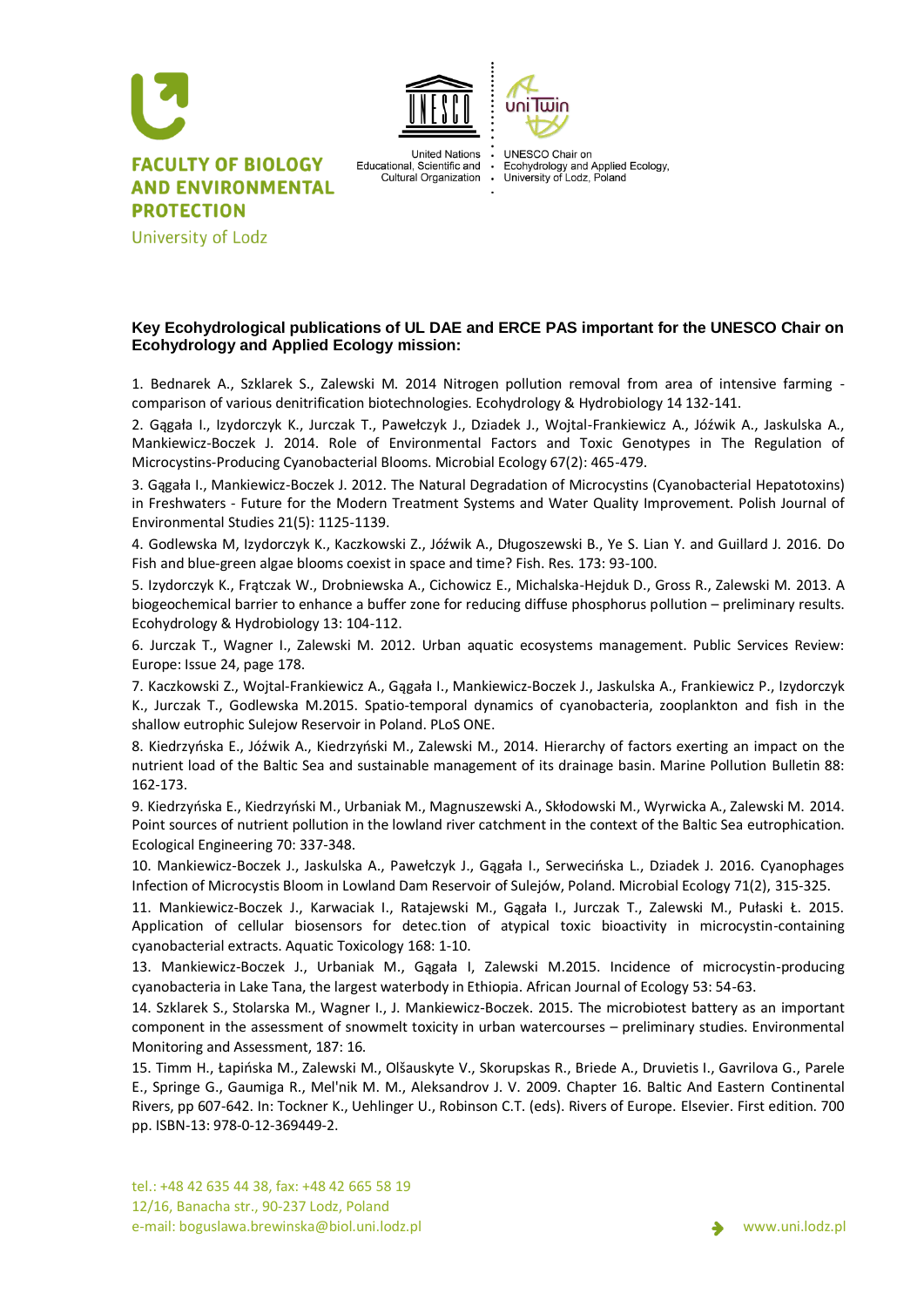**FACULTY OF BIOLOGY AND ENVIRONMENTAL PROTECTION**
University of Lodz

United Nations Educational, Scientific and Cultural Organization

UNESCO Chair on Ecohydrology and Applied Ecology, University of Lodz, Poland

### Key Ecohydrological publications of UL DAE and ERCE PAS important for the UNESCO Chair on Ecohydrology and Applied Ecology mission:

1. Bednarek A., Szklarek S., Zalewski M. 2014 Nitrogen pollution removal from area of intensive farming - comparison of various denitrification biotechnologies. Ecohydrology & Hydrobiology 14 132-141.

2. Gągała I., Izydorczyk K., Jurczak T., Pawełczyk J., Dziadek J., Wojtal-Frankiewicz A., Jóźwik A., Jaskulska A., Mankiewicz-Boczek J. 2014. Role of Environmental Factors and Toxic Genotypes in The Regulation of Microcystins-Producing Cyanobacterial Blooms. Microbial Ecology 67(2): 465-479.

3. Gągała I., Mankiewicz-Boczek J. 2012. The Natural Degradation of Microcystins (Cyanobacterial Hepatotoxins) in Freshwaters - Future for the Modern Treatment Systems and Water Quality Improvement. Polish Journal of Environmental Studies 21(5): 1125-1139.

4. Godlewska M, Izydorczyk K., Kaczkowski Z., Jóźwik A., Długoszewski B., Ye S. Lian Y. and Guillard J. 2016. Do Fish and blue-green algae blooms coexist in space and time? Fish. Res. 173: 93-100.

5. Izydorczyk K., Frątczak W., Drobniewska A., Cichowicz E., Michalska-Hejduk D., Gross R., Zalewski M. 2013. A biogeochemical barrier to enhance a buffer zone for reducing diffuse phosphorus pollution – preliminary results. Ecohydrology & Hydrobiology 13: 104-112.

6. Jurczak T., Wagner I., Zalewski M. 2012. Urban aquatic ecosystems management. Public Services Review: Europe: Issue 24, page 178.

7. Kaczkowski Z., Wojtal-Frankiewicz A., Gągała I., Mankiewicz-Boczek J., Jaskulska A., Frankiewicz P., Izydorczyk K., Jurczak T., Godlewska M.2015. Spatio-temporal dynamics of cyanobacteria, zooplankton and fish in the shallow eutrophic Sulejow Reservoir in Poland. PLoS ONE.

8. Kiedrzyńska E., Jóźwik A., Kiedrzyński M., Zalewski M., 2014. Hierarchy of factors exerting an impact on the nutrient load of the Baltic Sea and sustainable management of its drainage basin. Marine Pollution Bulletin 88: 162-173.

9. Kiedrzyńska E., Kiedrzyński M., Urbaniak M., Magnuszewski A., Skłodowski M., Wyrwicka A., Zalewski M. 2014. Point sources of nutrient pollution in the lowland river catchment in the context of the Baltic Sea eutrophication. Ecological Engineering 70: 337-348.

10. Mankiewicz-Boczek J., Jaskulska A., Pawełczyk J., Gągała I., Serwecińska L., Dziadek J. 2016. Cyanophages Infection of Microcystis Bloom in Lowland Dam Reservoir of Sulejów, Poland. Microbial Ecology 71(2), 315-325.

11. Mankiewicz-Boczek J., Karwaciak I., Ratajewski M., Gągała I., Jurczak T., Zalewski M., Pułaski Ł. 2015. Application of cellular biosensors for detec.tion of atypical toxic bioactivity in microcystin-containing cyanobacterial extracts. Aquatic Toxicology 168: 1-10.

13. Mankiewicz-Boczek J., Urbaniak M., Gągała I, Zalewski M.2015. Incidence of microcystin-producing cyanobacteria in Lake Tana, the largest waterbody in Ethiopia. African Journal of Ecology 53: 54-63.

14. Szklarek S., Stolarska M., Wagner I., J. Mankiewicz-Boczek. 2015. The microbiotest battery as an important component in the assessment of snowmelt toxicity in urban watercourses – preliminary studies. Environmental Monitoring and Assessment, 187: 16.

15. Timm H., Łapińska M., Zalewski M., Olšauskyte V., Skorupskas R., Briede A., Druvietis I., Gavrilova G., Parele E., Springe G., Gaumiga R., Mel'nik M. M., Aleksandrov J. V. 2009. Chapter 16. Baltic And Eastern Continental Rivers, pp 607-642. In: Tockner K., Uehlinger U., Robinson C.T. (eds). Rivers of Europe. Elsevier. First edition. 700 pp. ISBN-13: 978-0-12-369449-2.

tel.: +48 42 635 44 38, fax: +48 42 665 58 19
12/16, Banacha str., 90-237 Lodz, Poland
e-mail: boguslawa.brewinska@biol.uni.lodz.pl

www.uni.lodz.pl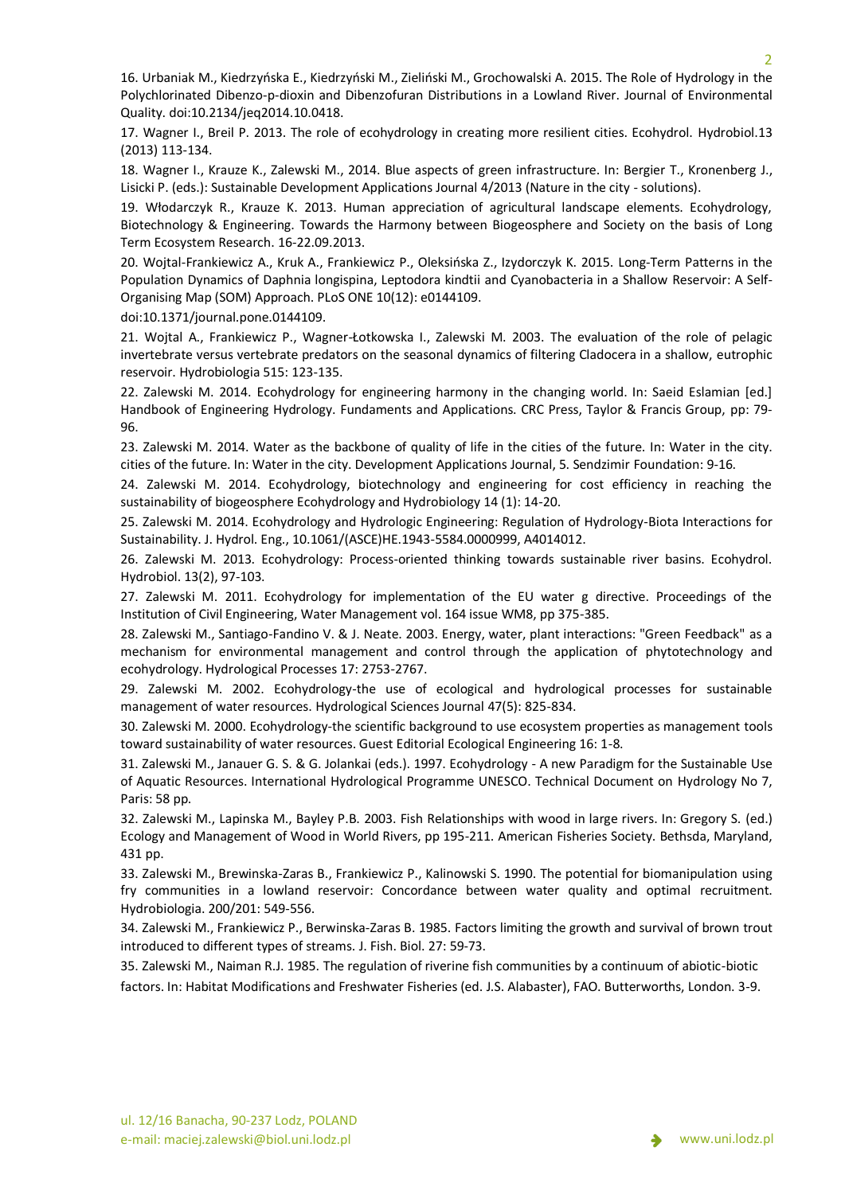16. Urbaniak M., Kiedrzyńska E., Kiedrzyński M., Zieliński M., Grochowalski A. 2015. The Role of Hydrology in the Polychlorinated Dibenzo-p-dioxin and Dibenzofuran Distributions in a Lowland River. Journal of Environmental Quality. doi:10.2134/jeq2014.10.0418.

17. Wagner I., Breil P. 2013. The role of ecohydrology in creating more resilient cities. Ecohydrol. Hydrobiol.13 (2013) 113-134.

18. Wagner I., Krauze K., Zalewski M., 2014. Blue aspects of green infrastructure. In: Bergier T., Kronenberg J., Lisicki P. (eds.): Sustainable Development Applications Journal 4/2013 (Nature in the city - solutions).

19. Włodarczyk R., Krauze K. 2013. Human appreciation of agricultural landscape elements. Ecohydrology, Biotechnology & Engineering. Towards the Harmony between Biogeosphere and Society on the basis of Long Term Ecosystem Research. 16-22.09.2013.

20. Wojtal-Frankiewicz A., Kruk A., Frankiewicz P., Oleksińska Z., Izydorczyk K. 2015. Long-Term Patterns in the Population Dynamics of Daphnia longispina, Leptodora kindtii and Cyanobacteria in a Shallow Reservoir: A Self-Organising Map (SOM) Approach. PLoS ONE 10(12): e0144109.

doi:10.1371/journal.pone.0144109.

21. Wojtal A., Frankiewicz P., Wagner-Łotkowska I., Zalewski M. 2003. The evaluation of the role of pelagic invertebrate versus vertebrate predators on the seasonal dynamics of filtering Cladocera in a shallow, eutrophic reservoir. Hydrobiologia 515: 123-135.

22. Zalewski M. 2014. Ecohydrology for engineering harmony in the changing world. In: Saeid Eslamian [ed.] Handbook of Engineering Hydrology. Fundaments and Applications. CRC Press, Taylor & Francis Group, pp: 79-96.

23. Zalewski M. 2014. Water as the backbone of quality of life in the cities of the future. In: Water in the city. cities of the future. In: Water in the city. Development Applications Journal, 5. Sendzimir Foundation: 9-16.

24. Zalewski M. 2014. Ecohydrology, biotechnology and engineering for cost efficiency in reaching the sustainability of biogeosphere Ecohydrology and Hydrobiology 14 (1): 14-20.

25. Zalewski M. 2014. Ecohydrology and Hydrologic Engineering: Regulation of Hydrology-Biota Interactions for Sustainability. J. Hydrol. Eng., 10.1061/(ASCE)HE.1943-5584.0000999, A4014012.

26. Zalewski M. 2013. Ecohydrology: Process-oriented thinking towards sustainable river basins. Ecohydrol. Hydrobiol. 13(2), 97-103.

27. Zalewski M. 2011. Ecohydrology for implementation of the EU water g directive. Proceedings of the Institution of Civil Engineering, Water Management vol. 164 issue WM8, pp 375-385.

28. Zalewski M., Santiago-Fandino V. & J. Neate. 2003. Energy, water, plant interactions: "Green Feedback" as a mechanism for environmental management and control through the application of phytotechnology and ecohydrology. Hydrological Processes 17: 2753-2767.

29. Zalewski M. 2002. Ecohydrology-the use of ecological and hydrological processes for sustainable management of water resources. Hydrological Sciences Journal 47(5): 825-834.

30. Zalewski M. 2000. Ecohydrology-the scientific background to use ecosystem properties as management tools toward sustainability of water resources. Guest Editorial Ecological Engineering 16: 1-8.

31. Zalewski M., Janauer G. S. & G. Jolankai (eds.). 1997. Ecohydrology - A new Paradigm for the Sustainable Use of Aquatic Resources. International Hydrological Programme UNESCO. Technical Document on Hydrology No 7, Paris: 58 pp.

32. Zalewski M., Lapinska M., Bayley P.B. 2003. Fish Relationships with wood in large rivers. In: Gregory S. (ed.) Ecology and Management of Wood in World Rivers, pp 195-211. American Fisheries Society. Bethsda, Maryland, 431 pp.

33. Zalewski M., Brewinska-Zaras B., Frankiewicz P., Kalinowski S. 1990. The potential for biomanipulation using fry communities in a lowland reservoir: Concordance between water quality and optimal recruitment. Hydrobiologia. 200/201: 549-556.

34. Zalewski M., Frankiewicz P., Berwinska-Zaras B. 1985. Factors limiting the growth and survival of brown trout introduced to different types of streams. J. Fish. Biol. 27: 59-73.

35. Zalewski M., Naiman R.J. 1985. The regulation of riverine fish communities by a continuum of abiotic-biotic factors. In: Habitat Modifications and Freshwater Fisheries (ed. J.S. Alabaster), FAO. Butterworths, London. 3-9.

ul. 12/16 Banacha, 90-237 Lodz, POLAND
e-mail: maciej.zalewski@biol.uni.lodz.pl

www.uni.lodz.pl